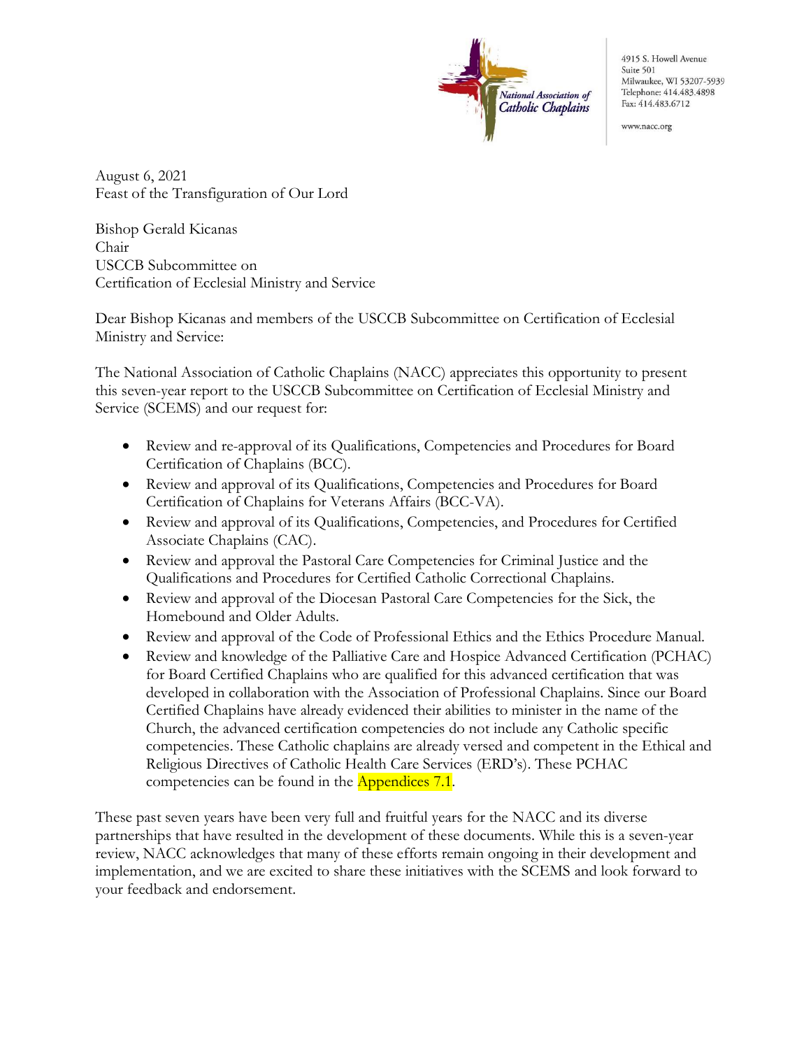National Association of Catholic Chaplains

4915 S. Howell Avenue
Suite 501
Milwaukee, WI 53207-5939
Telephone: 414.483.4898
Fax: 414.483.6712

www.nacc.org

August 6, 2021
Feast of the Transfiguration of Our Lord

Bishop Gerald Kicanas
Chair
USCCB Subcommittee on
Certification of Ecclesial Ministry and Service

Dear Bishop Kicanas and members of the USCCB Subcommittee on Certification of Ecclesial Ministry and Service:

The National Association of Catholic Chaplains (NACC) appreciates this opportunity to present this seven-year report to the USCCB Subcommittee on Certification of Ecclesial Ministry and Service (SCEMS) and our request for:

- Review and re-approval of its Qualifications, Competencies and Procedures for Board Certification of Chaplains (BCC).
- Review and approval of its Qualifications, Competencies and Procedures for Board Certification of Chaplains for Veterans Affairs (BCC-VA).
- Review and approval of its Qualifications, Competencies, and Procedures for Certified Associate Chaplains (CAC).
- Review and approval the Pastoral Care Competencies for Criminal Justice and the Qualifications and Procedures for Certified Catholic Correctional Chaplains.
- Review and approval of the Diocesan Pastoral Care Competencies for the Sick, the Homebound and Older Adults.
- Review and approval of the Code of Professional Ethics and the Ethics Procedure Manual.
- Review and knowledge of the Palliative Care and Hospice Advanced Certification (PCHAC) for Board Certified Chaplains who are qualified for this advanced certification that was developed in collaboration with the Association of Professional Chaplains. Since our Board Certified Chaplains have already evidenced their abilities to minister in the name of the Church, the advanced certification competencies do not include any Catholic specific competencies. These Catholic chaplains are already versed and competent in the Ethical and Religious Directives of Catholic Health Care Services (ERD's). These PCHAC competencies can be found in the Appendices 7.1.

These past seven years have been very full and fruitful years for the NACC and its diverse partnerships that have resulted in the development of these documents. While this is a seven-year review, NACC acknowledges that many of these efforts remain ongoing in their development and implementation, and we are excited to share these initiatives with the SCEMS and look forward to your feedback and endorsement.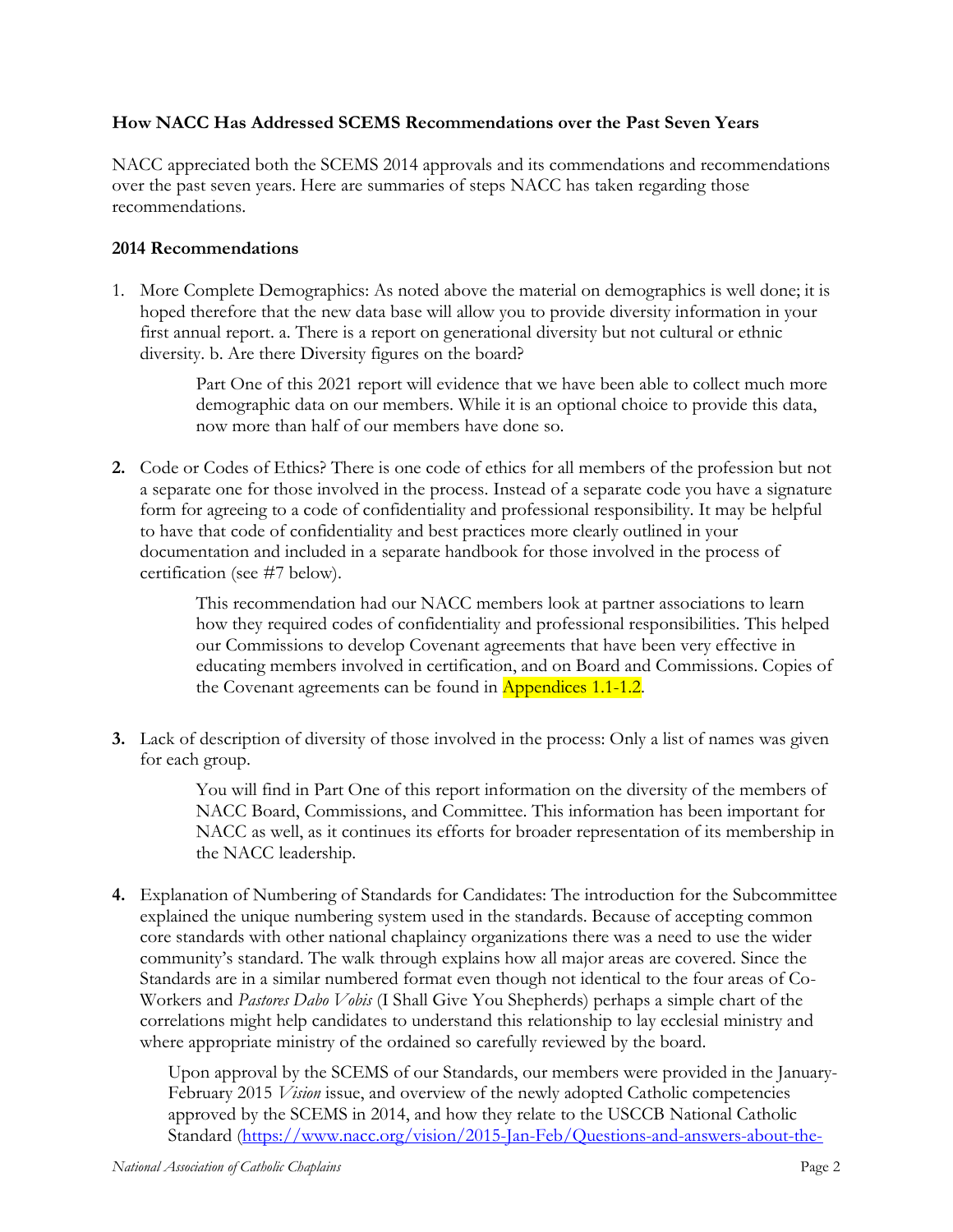### How NACC Has Addressed SCEMS Recommendations over the Past Seven Years

NACC appreciated both the SCEMS 2014 approvals and its commendations and recommendations over the past seven years. Here are summaries of steps NACC has taken regarding those recommendations.

### 2014 Recommendations

1. More Complete Demographics: As noted above the material on demographics is well done; it is hoped therefore that the new data base will allow you to provide diversity information in your first annual report. a. There is a report on generational diversity but not cultural or ethnic diversity. b. Are there Diversity figures on the board?

   > Part One of this 2021 report will evidence that we have been able to collect much more demographic data on our members. While it is an optional choice to provide this data, now more than half of our members have done so.

2. Code or Codes of Ethics? There is one code of ethics for all members of the profession but not a separate one for those involved in the process. Instead of a separate code you have a signature form for agreeing to a code of confidentiality and professional responsibility. It may be helpful to have that code of confidentiality and best practices more clearly outlined in your documentation and included in a separate handbook for those involved in the process of certification (see #7 below).

   > This recommendation had our NACC members look at partner associations to learn how they required codes of confidentiality and professional responsibilities. This helped our Commissions to develop Covenant agreements that have been very effective in educating members involved in certification, and on Board and Commissions. Copies of the Covenant agreements can be found in Appendices 1.1-1.2.

3. Lack of description of diversity of those involved in the process: Only a list of names was given for each group.

   > You will find in Part One of this report information on the diversity of the members of NACC Board, Commissions, and Committee. This information has been important for NACC as well, as it continues its efforts for broader representation of its membership in the NACC leadership.

4. Explanation of Numbering of Standards for Candidates: The introduction for the Subcommittee explained the unique numbering system used in the standards. Because of accepting common core standards with other national chaplaincy organizations there was a need to use the wider community's standard. The walk through explains how all major areas are covered. Since the Standards are in a similar numbered format even though not identical to the four areas of Co-Workers and *Pastores Dabo Vobis* (I Shall Give You Shepherds) perhaps a simple chart of the correlations might help candidates to understand this relationship to lay ecclesial ministry and where appropriate ministry of the ordained so carefully reviewed by the board.

   Upon approval by the SCEMS of our Standards, our members were provided in the January-February 2015 *Vision* issue, and overview of the newly adopted Catholic competencies approved by the SCEMS in 2014, and how they relate to the USCCB National Catholic Standard (https://www.nacc.org/vision/2015-Jan-Feb/Questions-and-answers-about-the-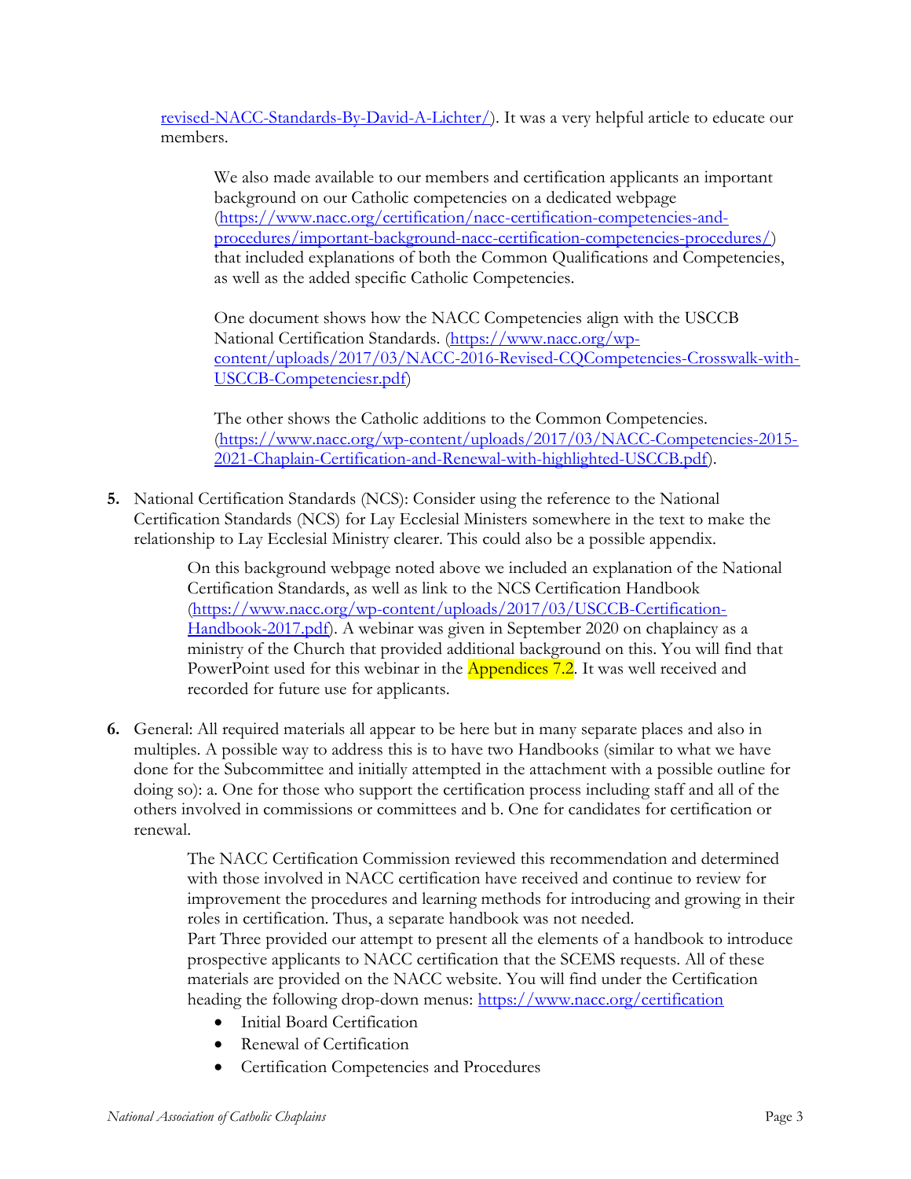revised-NACC-Standards-By-David-A-Lichter/). It was a very helpful article to educate our members.

> We also made available to our members and certification applicants an important background on our Catholic competencies on a dedicated webpage (https://www.nacc.org/certification/nacc-certification-competencies-and-procedures/important-background-nacc-certification-competencies-procedures/) that included explanations of both the Common Qualifications and Competencies, as well as the added specific Catholic Competencies.
>
> One document shows how the NACC Competencies align with the USCCB National Certification Standards. (https://www.nacc.org/wp-content/uploads/2017/03/NACC-2016-Revised-CQCompetencies-Crosswalk-with-USCCB-Competenciesr.pdf)
>
> The other shows the Catholic additions to the Common Competencies. (https://www.nacc.org/wp-content/uploads/2017/03/NACC-Competencies-2015-2021-Chaplain-Certification-and-Renewal-with-highlighted-USCCB.pdf).

5. National Certification Standards (NCS): Consider using the reference to the National Certification Standards (NCS) for Lay Ecclesial Ministers somewhere in the text to make the relationship to Lay Ecclesial Ministry clearer. This could also be a possible appendix.

   On this background webpage noted above we included an explanation of the National Certification Standards, as well as link to the NCS Certification Handbook (https://www.nacc.org/wp-content/uploads/2017/03/USCCB-Certification-Handbook-2017.pdf). A webinar was given in September 2020 on chaplaincy as a ministry of the Church that provided additional background on this. You will find that PowerPoint used for this webinar in the Appendices 7.2. It was well received and recorded for future use for applicants.

6. General: All required materials all appear to be here but in many separate places and also in multiples. A possible way to address this is to have two Handbooks (similar to what we have done for the Subcommittee and initially attempted in the attachment with a possible outline for doing so): a. One for those who support the certification process including staff and all of the others involved in commissions or committees and b. One for candidates for certification or renewal.

   The NACC Certification Commission reviewed this recommendation and determined with those involved in NACC certification have received and continue to review for improvement the procedures and learning methods for introducing and growing in their roles in certification. Thus, a separate handbook was not needed.
   Part Three provided our attempt to present all the elements of a handbook to introduce prospective applicants to NACC certification that the SCEMS requests. All of these materials are provided on the NACC website. You will find under the Certification heading the following drop-down menus: https://www.nacc.org/certification

   - Initial Board Certification
   - Renewal of Certification
   - Certification Competencies and Procedures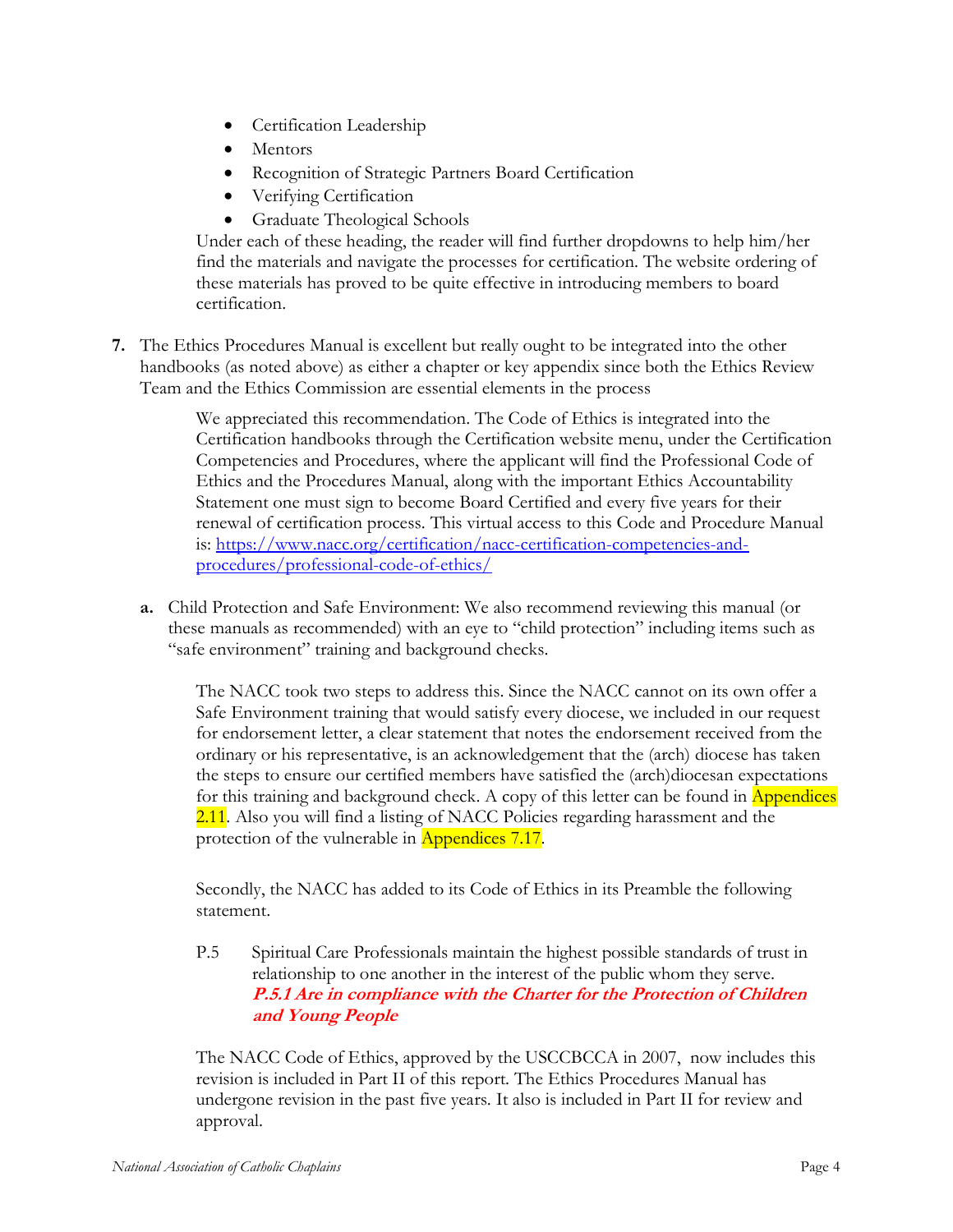- Certification Leadership
- Mentors
- Recognition of Strategic Partners Board Certification
- Verifying Certification
- Graduate Theological Schools

Under each of these heading, the reader will find further dropdowns to help him/her find the materials and navigate the processes for certification. The website ordering of these materials has proved to be quite effective in introducing members to board certification.

**7.** The Ethics Procedures Manual is excellent but really ought to be integrated into the other handbooks (as noted above) as either a chapter or key appendix since both the Ethics Review Team and the Ethics Commission are essential elements in the process

> We appreciated this recommendation. The Code of Ethics is integrated into the Certification handbooks through the Certification website menu, under the Certification Competencies and Procedures, where the applicant will find the Professional Code of Ethics and the Procedures Manual, along with the important Ethics Accountability Statement one must sign to become Board Certified and every five years for their renewal of certification process. This virtual access to this Code and Procedure Manual is: [https://www.nacc.org/certification/nacc-certification-competencies-and-procedures/professional-code-of-ethics/](https://www.nacc.org/certification/nacc-certification-competencies-and-procedures/professional-code-of-ethics/)

**a.** Child Protection and Safe Environment: We also recommend reviewing this manual (or these manuals as recommended) with an eye to "child protection" including items such as "safe environment" training and background checks.

> The NACC took two steps to address this. Since the NACC cannot on its own offer a Safe Environment training that would satisfy every diocese, we included in our request for endorsement letter, a clear statement that notes the endorsement received from the ordinary or his representative, is an acknowledgement that the (arch) diocese has taken the steps to ensure our certified members have satisfied the (arch)diocesan expectations for this training and background check. A copy of this letter can be found in Appendices 2.11. Also you will find a listing of NACC Policies regarding harassment and the protection of the vulnerable in Appendices 7.17.
>
> Secondly, the NACC has added to its Code of Ethics in its Preamble the following statement.
>
> P.5 Spiritual Care Professionals maintain the highest possible standards of trust in relationship to one another in the interest of the public whom they serve.
> ***P.5.1 Are in compliance with the Charter for the Protection of Children and Young People***
>
> The NACC Code of Ethics, approved by the USCCBCCA in 2007, now includes this revision is included in Part II of this report. The Ethics Procedures Manual has undergone revision in the past five years. It also is included in Part II for review and approval.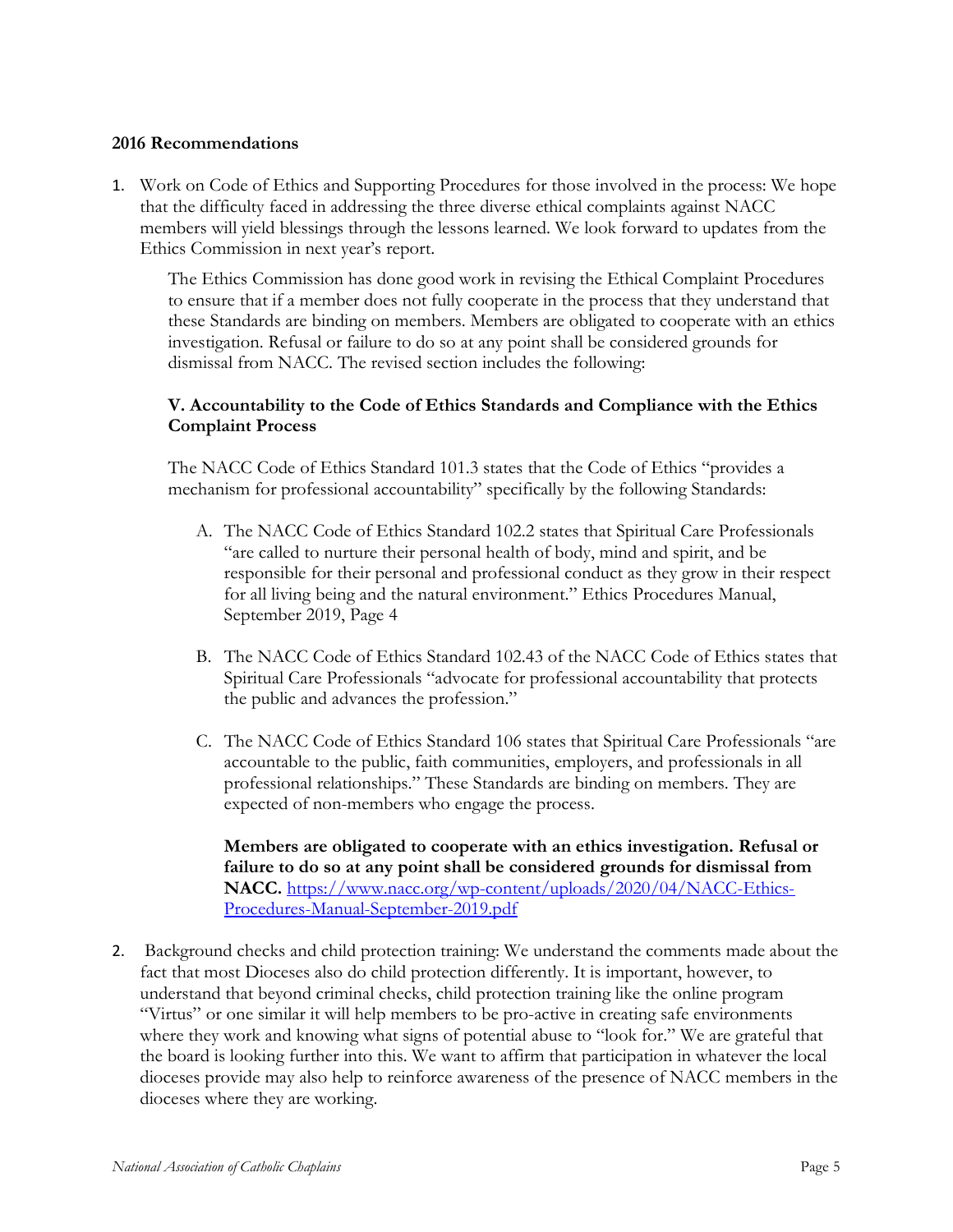**2016 Recommendations**

1. Work on Code of Ethics and Supporting Procedures for those involved in the process: We hope that the difficulty faced in addressing the three diverse ethical complaints against NACC members will yield blessings through the lessons learned. We look forward to updates from the Ethics Commission in next year's report.

   The Ethics Commission has done good work in revising the Ethical Complaint Procedures to ensure that if a member does not fully cooperate in the process that they understand that these Standards are binding on members. Members are obligated to cooperate with an ethics investigation. Refusal or failure to do so at any point shall be considered grounds for dismissal from NACC. The revised section includes the following:

   **V. Accountability to the Code of Ethics Standards and Compliance with the Ethics Complaint Process**

   The NACC Code of Ethics Standard 101.3 states that the Code of Ethics "provides a mechanism for professional accountability" specifically by the following Standards:

   A. The NACC Code of Ethics Standard 102.2 states that Spiritual Care Professionals "are called to nurture their personal health of body, mind and spirit, and be responsible for their personal and professional conduct as they grow in their respect for all living being and the natural environment." Ethics Procedures Manual, September 2019, Page 4

   B. The NACC Code of Ethics Standard 102.43 of the NACC Code of Ethics states that Spiritual Care Professionals "advocate for professional accountability that protects the public and advances the profession."

   C. The NACC Code of Ethics Standard 106 states that Spiritual Care Professionals "are accountable to the public, faith communities, employers, and professionals in all professional relationships." These Standards are binding on members. They are expected of non-members who engage the process.

      **Members are obligated to cooperate with an ethics investigation. Refusal or failure to do so at any point shall be considered grounds for dismissal from NACC.** https://www.nacc.org/wp-content/uploads/2020/04/NACC-Ethics-Procedures-Manual-September-2019.pdf

2. Background checks and child protection training: We understand the comments made about the fact that most Dioceses also do child protection differently. It is important, however, to understand that beyond criminal checks, child protection training like the online program "Virtus" or one similar it will help members to be pro-active in creating safe environments where they work and knowing what signs of potential abuse to "look for." We are grateful that the board is looking further into this. We want to affirm that participation in whatever the local dioceses provide may also help to reinforce awareness of the presence of NACC members in the dioceses where they are working.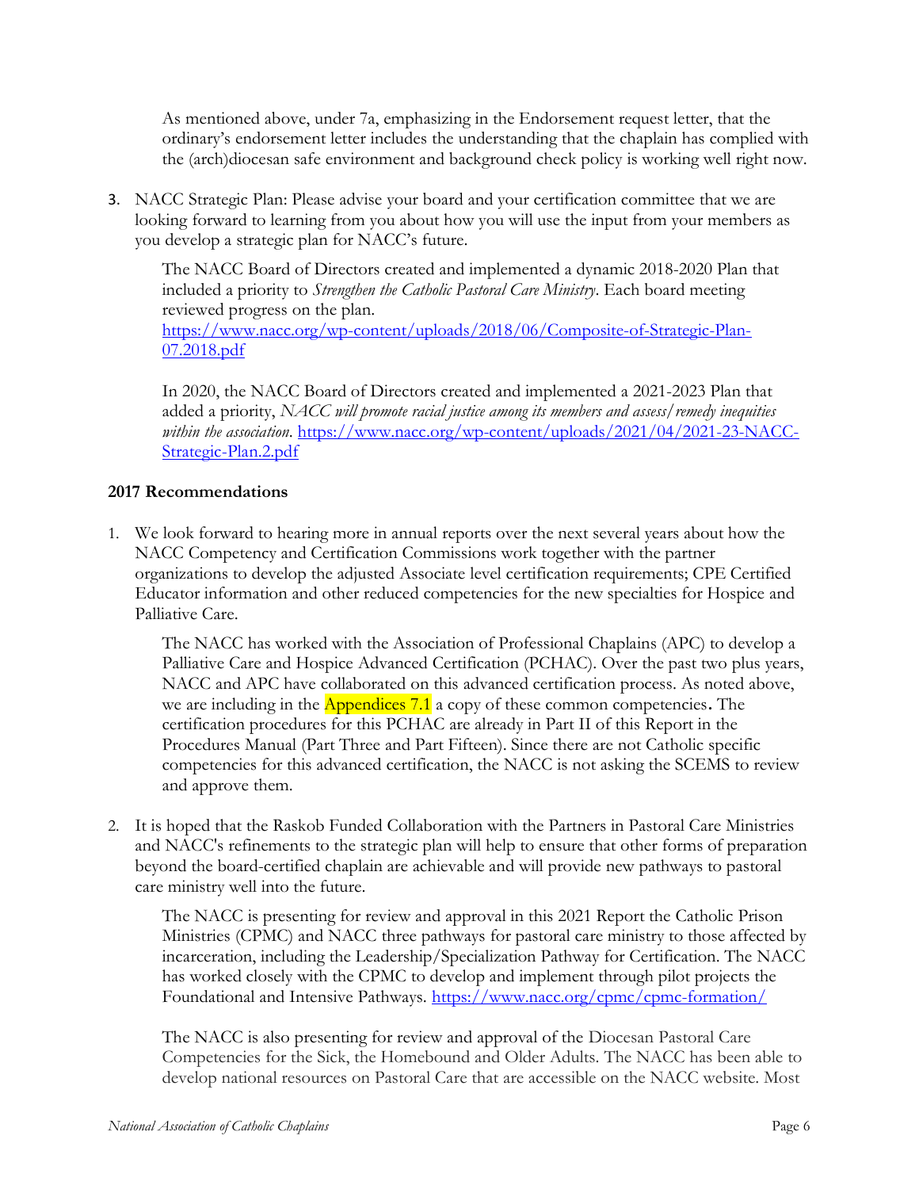As mentioned above, under 7a, emphasizing in the Endorsement request letter, that the ordinary's endorsement letter includes the understanding that the chaplain has complied with the (arch)diocesan safe environment and background check policy is working well right now.

3. NACC Strategic Plan: Please advise your board and your certification committee that we are looking forward to learning from you about how you will use the input from your members as you develop a strategic plan for NACC's future.

   The NACC Board of Directors created and implemented a dynamic 2018-2020 Plan that included a priority to *Strengthen the Catholic Pastoral Care Ministry*. Each board meeting reviewed progress on the plan. https://www.nacc.org/wp-content/uploads/2018/06/Composite-of-Strategic-Plan-07.2018.pdf

   In 2020, the NACC Board of Directors created and implemented a 2021-2023 Plan that added a priority, *NACC will promote racial justice among its members and assess/remedy inequities within the association*. https://www.nacc.org/wp-content/uploads/2021/04/2021-23-NACC-Strategic-Plan.2.pdf

**2017 Recommendations**

1. We look forward to hearing more in annual reports over the next several years about how the NACC Competency and Certification Commissions work together with the partner organizations to develop the adjusted Associate level certification requirements; CPE Certified Educator information and other reduced competencies for the new specialties for Hospice and Palliative Care.

   The NACC has worked with the Association of Professional Chaplains (APC) to develop a Palliative Care and Hospice Advanced Certification (PCHAC). Over the past two plus years, NACC and APC have collaborated on this advanced certification process. As noted above, we are including in the Appendices 7.1 a copy of these common competencies**.** The certification procedures for this PCHAC are already in Part II of this Report in the Procedures Manual (Part Three and Part Fifteen). Since there are not Catholic specific competencies for this advanced certification, the NACC is not asking the SCEMS to review and approve them.

2. It is hoped that the Raskob Funded Collaboration with the Partners in Pastoral Care Ministries and NACC's refinements to the strategic plan will help to ensure that other forms of preparation beyond the board-certified chaplain are achievable and will provide new pathways to pastoral care ministry well into the future.

   The NACC is presenting for review and approval in this 2021 Report the Catholic Prison Ministries (CPMC) and NACC three pathways for pastoral care ministry to those affected by incarceration, including the Leadership/Specialization Pathway for Certification. The NACC has worked closely with the CPMC to develop and implement through pilot projects the Foundational and Intensive Pathways. https://www.nacc.org/cpmc/cpmc-formation/

   The NACC is also presenting for review and approval of the Diocesan Pastoral Care Competencies for the Sick, the Homebound and Older Adults. The NACC has been able to develop national resources on Pastoral Care that are accessible on the NACC website. Most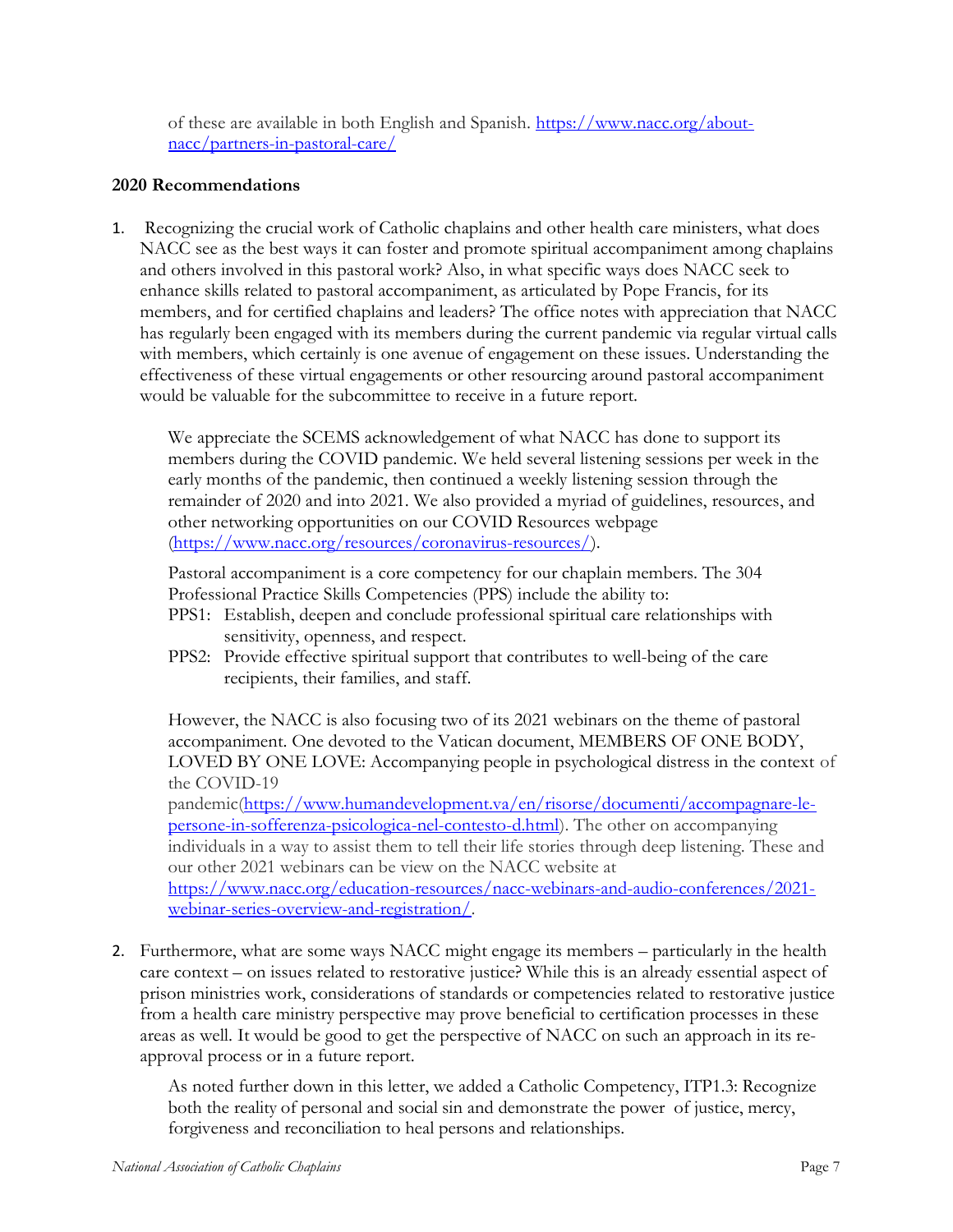of these are available in both English and Spanish. https://www.nacc.org/about-nacc/partners-in-pastoral-care/

**2020 Recommendations**

1. Recognizing the crucial work of Catholic chaplains and other health care ministers, what does NACC see as the best ways it can foster and promote spiritual accompaniment among chaplains and others involved in this pastoral work? Also, in what specific ways does NACC seek to enhance skills related to pastoral accompaniment, as articulated by Pope Francis, for its members, and for certified chaplains and leaders? The office notes with appreciation that NACC has regularly been engaged with its members during the current pandemic via regular virtual calls with members, which certainly is one avenue of engagement on these issues. Understanding the effectiveness of these virtual engagements or other resourcing around pastoral accompaniment would be valuable for the subcommittee to receive in a future report.

   We appreciate the SCEMS acknowledgement of what NACC has done to support its members during the COVID pandemic. We held several listening sessions per week in the early months of the pandemic, then continued a weekly listening session through the remainder of 2020 and into 2021. We also provided a myriad of guidelines, resources, and other networking opportunities on our COVID Resources webpage (https://www.nacc.org/resources/coronavirus-resources/).

   Pastoral accompaniment is a core competency for our chaplain members. The 304 Professional Practice Skills Competencies (PPS) include the ability to:

   PPS1: Establish, deepen and conclude professional spiritual care relationships with sensitivity, openness, and respect.

   PPS2: Provide effective spiritual support that contributes to well-being of the care recipients, their families, and staff.

   However, the NACC is also focusing two of its 2021 webinars on the theme of pastoral accompaniment. One devoted to the Vatican document, MEMBERS OF ONE BODY, LOVED BY ONE LOVE: Accompanying people in psychological distress in the context of the COVID-19 pandemic(https://www.humandevelopment.va/en/risorse/documenti/accompagnare-le-persone-in-sofferenza-psicologica-nel-contesto-d.html). The other on accompanying individuals in a way to assist them to tell their life stories through deep listening. These and our other 2021 webinars can be view on the NACC website at https://www.nacc.org/education-resources/nacc-webinars-and-audio-conferences/2021-webinar-series-overview-and-registration/.

2. Furthermore, what are some ways NACC might engage its members – particularly in the health care context – on issues related to restorative justice? While this is an already essential aspect of prison ministries work, considerations of standards or competencies related to restorative justice from a health care ministry perspective may prove beneficial to certification processes in these areas as well. It would be good to get the perspective of NACC on such an approach in its re-approval process or in a future report.

   As noted further down in this letter, we added a Catholic Competency, ITP1.3: Recognize both the reality of personal and social sin and demonstrate the power of justice, mercy, forgiveness and reconciliation to heal persons and relationships.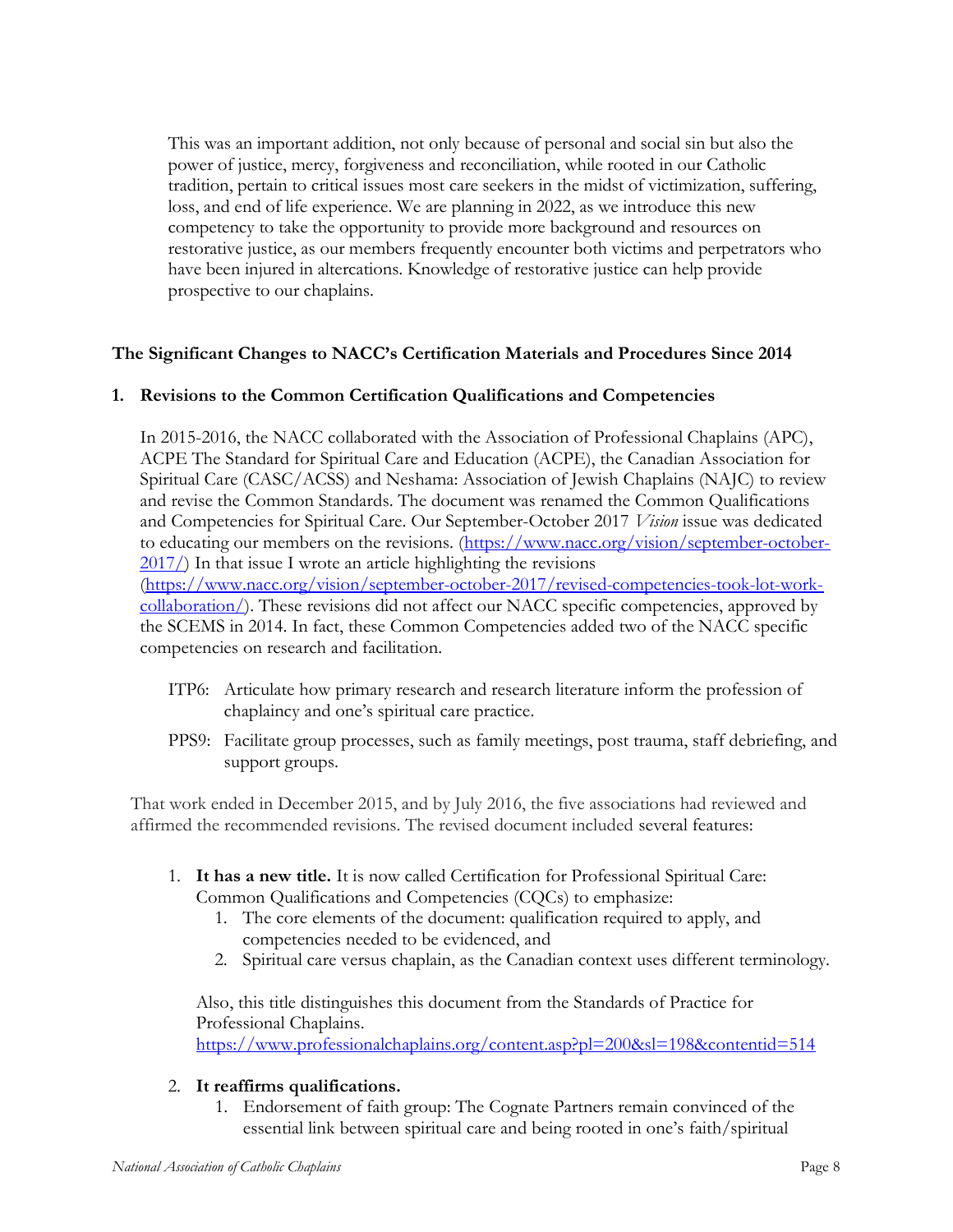This was an important addition, not only because of personal and social sin but also the power of justice, mercy, forgiveness and reconciliation, while rooted in our Catholic tradition, pertain to critical issues most care seekers in the midst of victimization, suffering, loss, and end of life experience. We are planning in 2022, as we introduce this new competency to take the opportunity to provide more background and resources on restorative justice, as our members frequently encounter both victims and perpetrators who have been injured in altercations. Knowledge of restorative justice can help provide prospective to our chaplains.

## The Significant Changes to NACC's Certification Materials and Procedures Since 2014

### 1. Revisions to the Common Certification Qualifications and Competencies

In 2015-2016, the NACC collaborated with the Association of Professional Chaplains (APC), ACPE The Standard for Spiritual Care and Education (ACPE), the Canadian Association for Spiritual Care (CASC/ACSS) and Neshama: Association of Jewish Chaplains (NAJC) to review and revise the Common Standards. The document was renamed the Common Qualifications and Competencies for Spiritual Care. Our September-October 2017 *Vision* issue was dedicated to educating our members on the revisions. (https://www.nacc.org/vision/september-october-2017/) In that issue I wrote an article highlighting the revisions (https://www.nacc.org/vision/september-october-2017/revised-competencies-took-lot-work-collaboration/). These revisions did not affect our NACC specific competencies, approved by the SCEMS in 2014. In fact, these Common Competencies added two of the NACC specific competencies on research and facilitation.

ITP6: Articulate how primary research and research literature inform the profession of chaplaincy and one's spiritual care practice.

PPS9: Facilitate group processes, such as family meetings, post trauma, staff debriefing, and support groups.

That work ended in December 2015, and by July 2016, the five associations had reviewed and affirmed the recommended revisions. The revised document included several features:

1. **It has a new title.** It is now called Certification for Professional Spiritual Care: Common Qualifications and Competencies (CQCs) to emphasize:
    1. The core elements of the document: qualification required to apply, and competencies needed to be evidenced, and
    2. Spiritual care versus chaplain, as the Canadian context uses different terminology.

    Also, this title distinguishes this document from the Standards of Practice for Professional Chaplains. https://www.professionalchaplains.org/content.asp?pl=200&sl=198&contentid=514

2. **It reaffirms qualifications.**
    1. Endorsement of faith group: The Cognate Partners remain convinced of the essential link between spiritual care and being rooted in one's faith/spiritual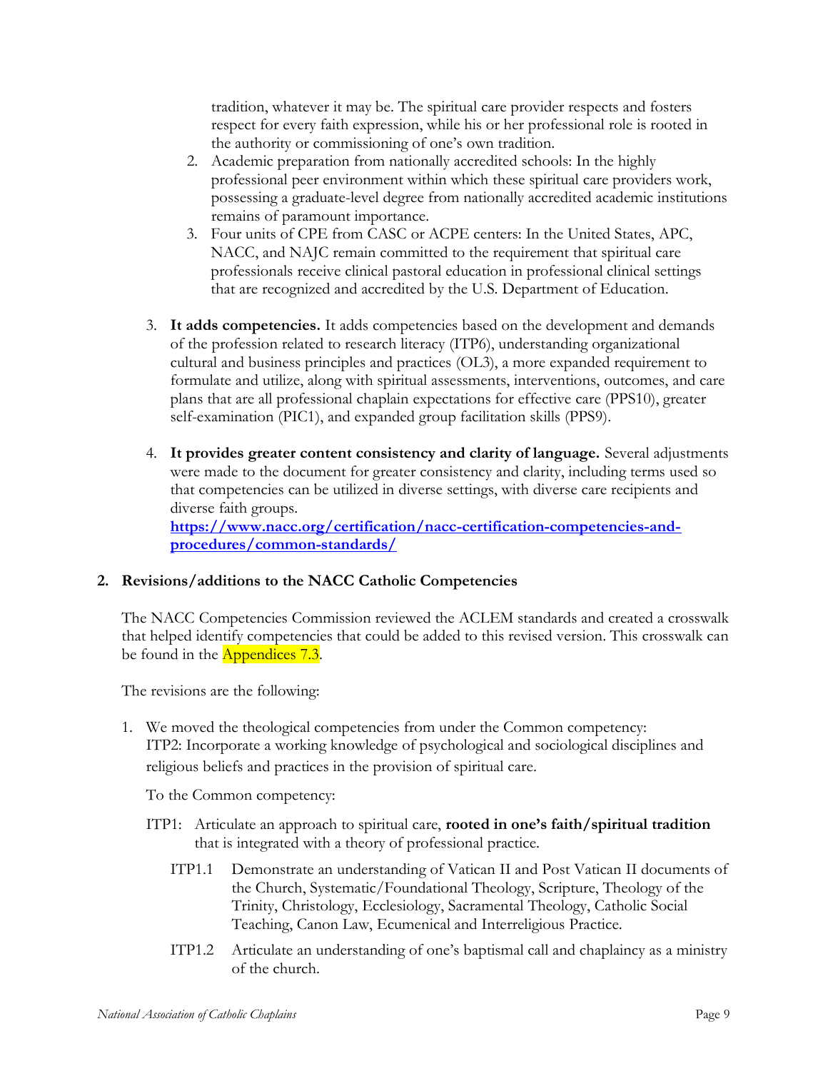tradition, whatever it may be. The spiritual care provider respects and fosters respect for every faith expression, while his or her professional role is rooted in the authority or commissioning of one's own tradition.

2. Academic preparation from nationally accredited schools: In the highly professional peer environment within which these spiritual care providers work, possessing a graduate-level degree from nationally accredited academic institutions remains of paramount importance.
3. Four units of CPE from CASC or ACPE centers: In the United States, APC, NACC, and NAJC remain committed to the requirement that spiritual care professionals receive clinical pastoral education in professional clinical settings that are recognized and accredited by the U.S. Department of Education.

3. **It adds competencies.** It adds competencies based on the development and demands of the profession related to research literacy (ITP6), understanding organizational cultural and business principles and practices (OL3), a more expanded requirement to formulate and utilize, along with spiritual assessments, interventions, outcomes, and care plans that are all professional chaplain expectations for effective care (PPS10), greater self-examination (PIC1), and expanded group facilitation skills (PPS9).

4. **It provides greater content consistency and clarity of language.** Several adjustments were made to the document for greater consistency and clarity, including terms used so that competencies can be utilized in diverse settings, with diverse care recipients and diverse faith groups.
**https://www.nacc.org/certification/nacc-certification-competencies-and-procedures/common-standards/**

**2. Revisions/additions to the NACC Catholic Competencies**

The NACC Competencies Commission reviewed the ACLEM standards and created a crosswalk that helped identify competencies that could be added to this revised version. This crosswalk can be found in the Appendices 7.3.

The revisions are the following:

1. We moved the theological competencies from under the Common competency:
ITP2: Incorporate a working knowledge of psychological and sociological disciplines and religious beliefs and practices in the provision of spiritual care.

   To the Common competency:

   ITP1: Articulate an approach to spiritual care, **rooted in one's faith/spiritual tradition** that is integrated with a theory of professional practice.

   ITP1.1 Demonstrate an understanding of Vatican II and Post Vatican II documents of the Church, Systematic/Foundational Theology, Scripture, Theology of the Trinity, Christology, Ecclesiology, Sacramental Theology, Catholic Social Teaching, Canon Law, Ecumenical and Interreligious Practice.

   ITP1.2 Articulate an understanding of one's baptismal call and chaplaincy as a ministry of the church.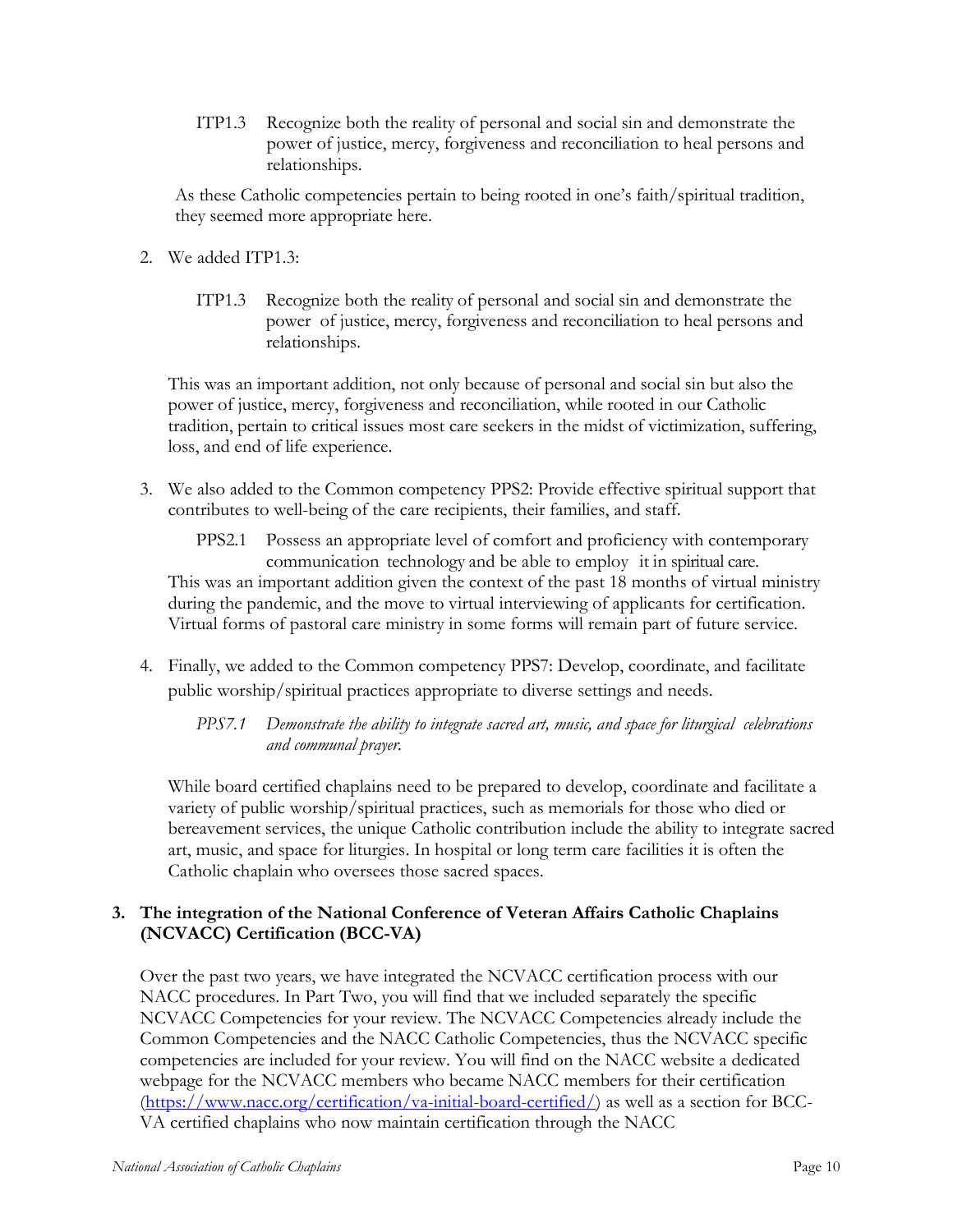ITP1.3 Recognize both the reality of personal and social sin and demonstrate the power of justice, mercy, forgiveness and reconciliation to heal persons and relationships.

As these Catholic competencies pertain to being rooted in one's faith/spiritual tradition, they seemed more appropriate here.

2. We added ITP1.3:

   ITP1.3 Recognize both the reality of personal and social sin and demonstrate the power of justice, mercy, forgiveness and reconciliation to heal persons and relationships.

   This was an important addition, not only because of personal and social sin but also the power of justice, mercy, forgiveness and reconciliation, while rooted in our Catholic tradition, pertain to critical issues most care seekers in the midst of victimization, suffering, loss, and end of life experience.

3. We also added to the Common competency PPS2: Provide effective spiritual support that contributes to well-being of the care recipients, their families, and staff.

   PPS2.1 Possess an appropriate level of comfort and proficiency with contemporary communication technology and be able to employ it in spiritual care.

   This was an important addition given the context of the past 18 months of virtual ministry during the pandemic, and the move to virtual interviewing of applicants for certification. Virtual forms of pastoral care ministry in some forms will remain part of future service.

4. Finally, we added to the Common competency PPS7: Develop, coordinate, and facilitate public worship/spiritual practices appropriate to diverse settings and needs.

   *PPS7.1 Demonstrate the ability to integrate sacred art, music, and space for liturgical celebrations and communal prayer.*

   While board certified chaplains need to be prepared to develop, coordinate and facilitate a variety of public worship/spiritual practices, such as memorials for those who died or bereavement services, the unique Catholic contribution include the ability to integrate sacred art, music, and space for liturgies. In hospital or long term care facilities it is often the Catholic chaplain who oversees those sacred spaces.

### 3. The integration of the National Conference of Veteran Affairs Catholic Chaplains (NCVACC) Certification (BCC-VA)

Over the past two years, we have integrated the NCVACC certification process with our NACC procedures. In Part Two, you will find that we included separately the specific NCVACC Competencies for your review. The NCVACC Competencies already include the Common Competencies and the NACC Catholic Competencies, thus the NCVACC specific competencies are included for your review. You will find on the NACC website a dedicated webpage for the NCVACC members who became NACC members for their certification (https://www.nacc.org/certification/va-initial-board-certified/) as well as a section for BCC-VA certified chaplains who now maintain certification through the NACC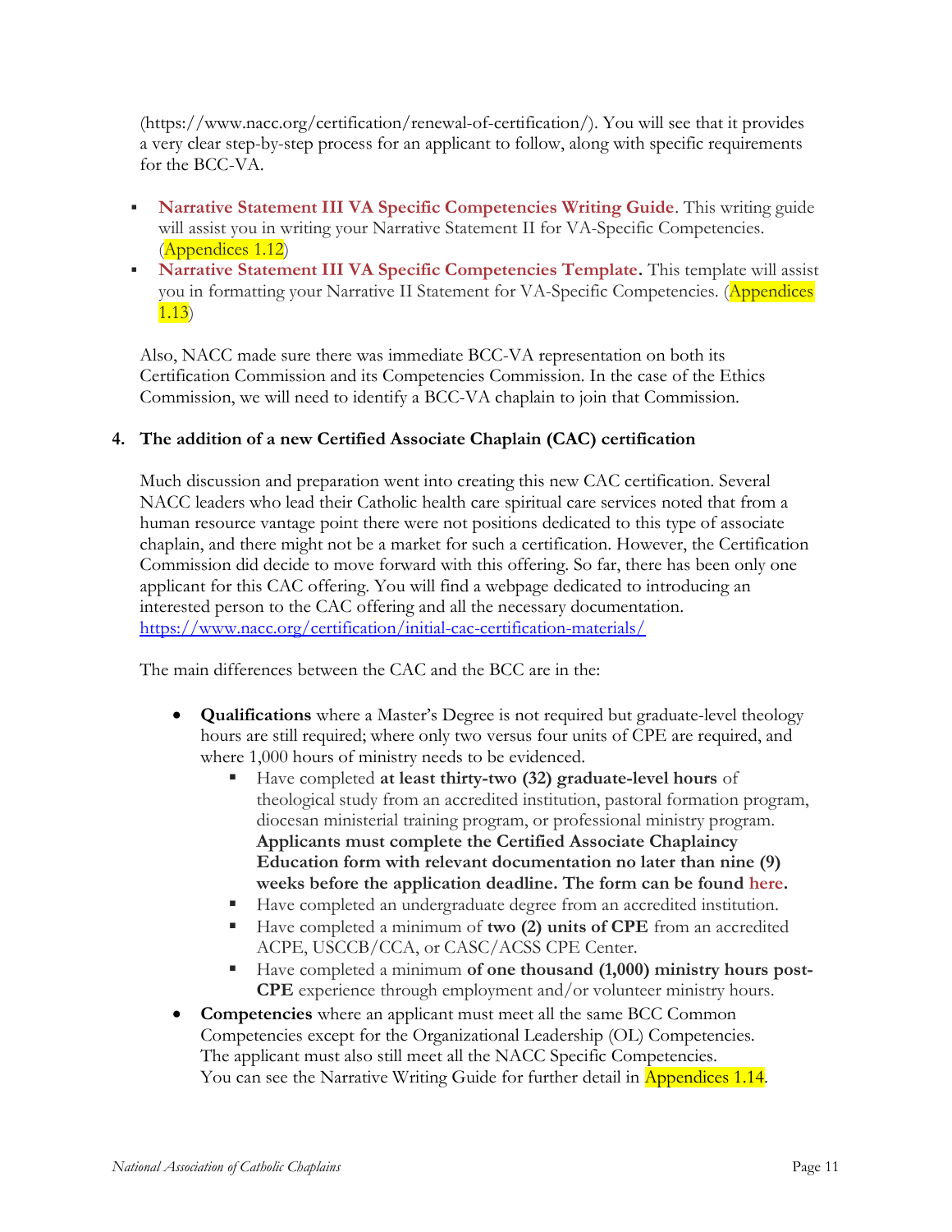(https://www.nacc.org/certification/renewal-of-certification/). You will see that it provides a very clear step-by-step process for an applicant to follow, along with specific requirements for the BCC-VA.

- **Narrative Statement III VA Specific Competencies Writing Guide**. This writing guide will assist you in writing your Narrative Statement II for VA-Specific Competencies. (Appendices 1.12)
- **Narrative Statement III VA Specific Competencies Template.** This template will assist you in formatting your Narrative II Statement for VA-Specific Competencies. (Appendices 1.13)

Also, NACC made sure there was immediate BCC-VA representation on both its Certification Commission and its Competencies Commission. In the case of the Ethics Commission, we will need to identify a BCC-VA chaplain to join that Commission.

**4. The addition of a new Certified Associate Chaplain (CAC) certification**

Much discussion and preparation went into creating this new CAC certification. Several NACC leaders who lead their Catholic health care spiritual care services noted that from a human resource vantage point there were not positions dedicated to this type of associate chaplain, and there might not be a market for such a certification. However, the Certification Commission did decide to move forward with this offering. So far, there has been only one applicant for this CAC offering. You will find a webpage dedicated to introducing an interested person to the CAC offering and all the necessary documentation. https://www.nacc.org/certification/initial-cac-certification-materials/

The main differences between the CAC and the BCC are in the:

- **Qualifications** where a Master's Degree is not required but graduate-level theology hours are still required; where only two versus four units of CPE are required, and where 1,000 hours of ministry needs to be evidenced.
  - Have completed **at least thirty-two (32) graduate-level hours** of theological study from an accredited institution, pastoral formation program, diocesan ministerial training program, or professional ministry program. **Applicants must complete the Certified Associate Chaplaincy Education form with relevant documentation no later than nine (9) weeks before the application deadline. The form can be found here.**
  - Have completed an undergraduate degree from an accredited institution.
  - Have completed a minimum of **two (2) units of CPE** from an accredited ACPE, USCCB/CCA, or CASC/ACSS CPE Center.
  - Have completed a minimum **of one thousand (1,000) ministry hours post-CPE** experience through employment and/or volunteer ministry hours.
- **Competencies** where an applicant must meet all the same BCC Common Competencies except for the Organizational Leadership (OL) Competencies. The applicant must also still meet all the NACC Specific Competencies. You can see the Narrative Writing Guide for further detail in Appendices 1.14.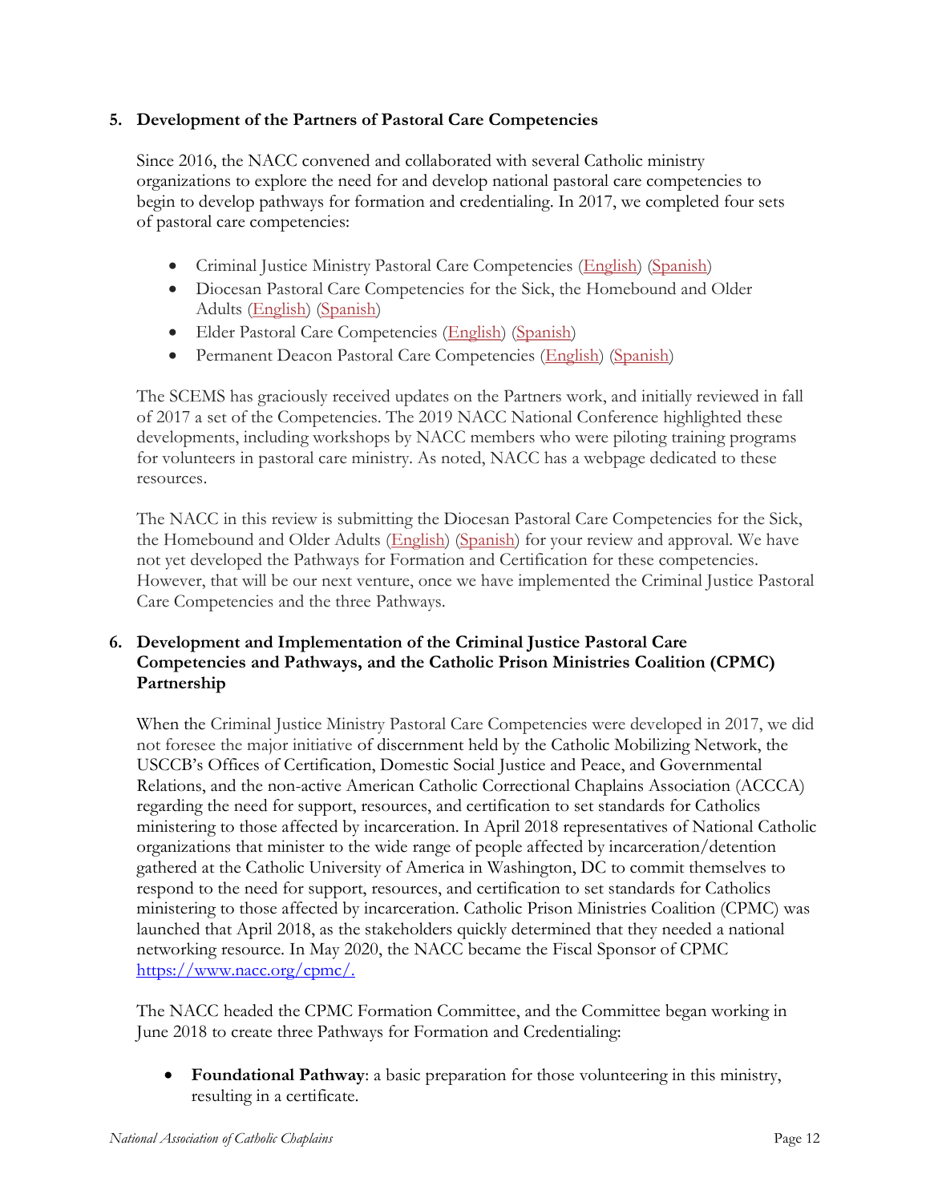5. **Development of the Partners of Pastoral Care Competencies**

   Since 2016, the NACC convened and collaborated with several Catholic ministry organizations to explore the need for and develop national pastoral care competencies to begin to develop pathways for formation and credentialing. In 2017, we completed four sets of pastoral care competencies:

   - Criminal Justice Ministry Pastoral Care Competencies (English) (Spanish)
   - Diocesan Pastoral Care Competencies for the Sick, the Homebound and Older Adults (English) (Spanish)
   - Elder Pastoral Care Competencies (English) (Spanish)
   - Permanent Deacon Pastoral Care Competencies (English) (Spanish)

   The SCEMS has graciously received updates on the Partners work, and initially reviewed in fall of 2017 a set of the Competencies. The 2019 NACC National Conference highlighted these developments, including workshops by NACC members who were piloting training programs for volunteers in pastoral care ministry. As noted, NACC has a webpage dedicated to these resources.

   The NACC in this review is submitting the Diocesan Pastoral Care Competencies for the Sick, the Homebound and Older Adults (English) (Spanish) for your review and approval. We have not yet developed the Pathways for Formation and Certification for these competencies. However, that will be our next venture, once we have implemented the Criminal Justice Pastoral Care Competencies and the three Pathways.

6. **Development and Implementation of the Criminal Justice Pastoral Care Competencies and Pathways, and the Catholic Prison Ministries Coalition (CPMC) Partnership**

   When the Criminal Justice Ministry Pastoral Care Competencies were developed in 2017, we did not foresee the major initiative of discernment held by the Catholic Mobilizing Network, the USCCB's Offices of Certification, Domestic Social Justice and Peace, and Governmental Relations, and the non-active American Catholic Correctional Chaplains Association (ACCCA) regarding the need for support, resources, and certification to set standards for Catholics ministering to those affected by incarceration. In April 2018 representatives of National Catholic organizations that minister to the wide range of people affected by incarceration/detention gathered at the Catholic University of America in Washington, DC to commit themselves to respond to the need for support, resources, and certification to set standards for Catholics ministering to those affected by incarceration. Catholic Prison Ministries Coalition (CPMC) was launched that April 2018, as the stakeholders quickly determined that they needed a national networking resource. In May 2020, the NACC became the Fiscal Sponsor of CPMC https://www.nacc.org/cpmc/.

   The NACC headed the CPMC Formation Committee, and the Committee began working in June 2018 to create three Pathways for Formation and Credentialing:

   - **Foundational Pathway**: a basic preparation for those volunteering in this ministry, resulting in a certificate.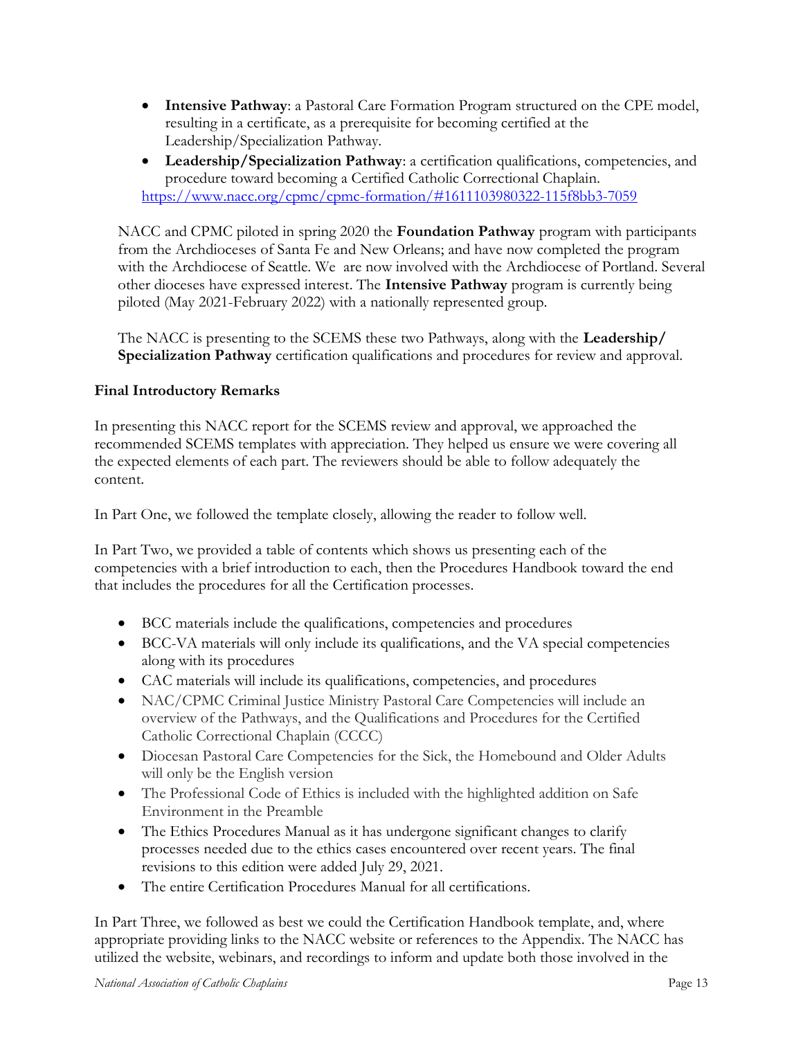- **Intensive Pathway**: a Pastoral Care Formation Program structured on the CPE model, resulting in a certificate, as a prerequisite for becoming certified at the Leadership/Specialization Pathway.
- **Leadership/Specialization Pathway**: a certification qualifications, competencies, and procedure toward becoming a Certified Catholic Correctional Chaplain.

https://www.nacc.org/cpmc/cpmc-formation/#1611103980322-115f8bb3-7059

NACC and CPMC piloted in spring 2020 the **Foundation Pathway** program with participants from the Archdioceses of Santa Fe and New Orleans; and have now completed the program with the Archdiocese of Seattle. We are now involved with the Archdiocese of Portland. Several other dioceses have expressed interest. The **Intensive Pathway** program is currently being piloted (May 2021-February 2022) with a nationally represented group.

The NACC is presenting to the SCEMS these two Pathways, along with the **Leadership/ Specialization Pathway** certification qualifications and procedures for review and approval.

**Final Introductory Remarks**

In presenting this NACC report for the SCEMS review and approval, we approached the recommended SCEMS templates with appreciation. They helped us ensure we were covering all the expected elements of each part. The reviewers should be able to follow adequately the content.

In Part One, we followed the template closely, allowing the reader to follow well.

In Part Two, we provided a table of contents which shows us presenting each of the competencies with a brief introduction to each, then the Procedures Handbook toward the end that includes the procedures for all the Certification processes.

- BCC materials include the qualifications, competencies and procedures
- BCC-VA materials will only include its qualifications, and the VA special competencies along with its procedures
- CAC materials will include its qualifications, competencies, and procedures
- NAC/CPMC Criminal Justice Ministry Pastoral Care Competencies will include an overview of the Pathways, and the Qualifications and Procedures for the Certified Catholic Correctional Chaplain (CCCC)
- Diocesan Pastoral Care Competencies for the Sick, the Homebound and Older Adults will only be the English version
- The Professional Code of Ethics is included with the highlighted addition on Safe Environment in the Preamble
- The Ethics Procedures Manual as it has undergone significant changes to clarify processes needed due to the ethics cases encountered over recent years. The final revisions to this edition were added July 29, 2021.
- The entire Certification Procedures Manual for all certifications.

In Part Three, we followed as best we could the Certification Handbook template, and, where appropriate providing links to the NACC website or references to the Appendix. The NACC has utilized the website, webinars, and recordings to inform and update both those involved in the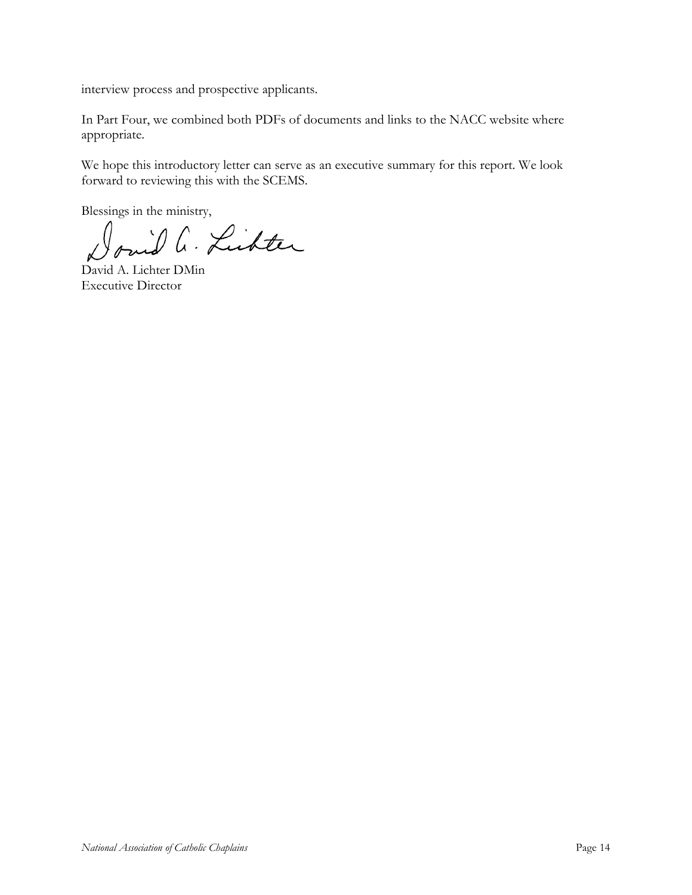interview process and prospective applicants.

In Part Four, we combined both PDFs of documents and links to the NACC website where appropriate.

We hope this introductory letter can serve as an executive summary for this report. We look forward to reviewing this with the SCEMS.

Blessings in the ministry,

David A. Lichter DMin
Executive Director